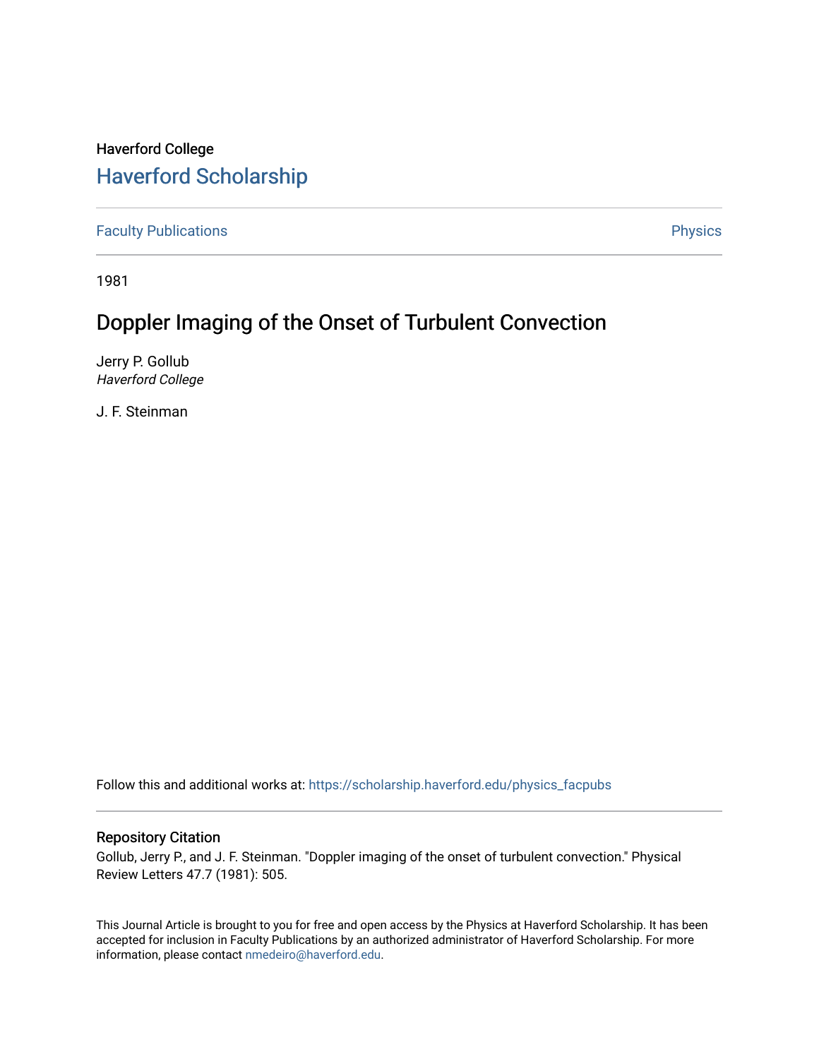Haverford College

# Haverford Scholarship

Faculty Publications

Physics

1981

# Doppler Imaging of the Onset of Turbulent Convection

Jerry P. Gollub  
*Haverford College*

J. F. Steinman

Follow this and additional works at: https://scholarship.haverford.edu/physics_facpubs

## Repository Citation

Gollub, Jerry P., and J. F. Steinman. "Doppler imaging of the onset of turbulent convection." Physical Review Letters 47.7 (1981): 505.

This Journal Article is brought to you for free and open access by the Physics at Haverford Scholarship. It has been accepted for inclusion in Faculty Publications by an authorized administrator of Haverford Scholarship. For more information, please contact nmedeiro@haverford.edu.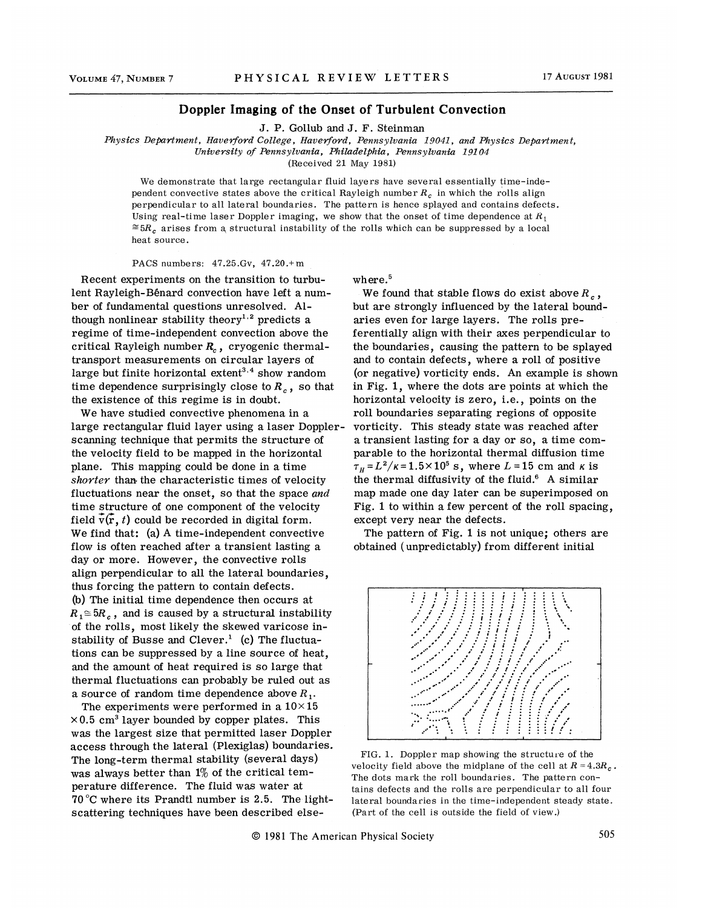# Doppler Imaging of the Onset of Turbulent Convection

J. P. Gollub and J. F. Steinman

*Physics Department, Haverford College, Haverford, Pennsylvania 19041, and Physics Department, University of Pennsylvania, Philadelphia, Pennsylvania 19104*

(Received 21 May 1981)

We demonstrate that large rectangular fluid layers have several essentially time-independent convective states above the critical Rayleigh number $R_c$ in which the rolls align perpendicular to all lateral boundaries. The pattern is hence splayed and contains defects. Using real-time laser Doppler imaging, we show that the onset of time dependence at $R_1 \cong 5R_c$ arises from a structural instability of the rolls which can be suppressed by a local heat source.

PACS numbers: 47.25.Gv, 47.20.+m

Recent experiments on the transition to turbulent Rayleigh-Bénard convection have left a number of fundamental questions unresolved. Although nonlinear stability theory[1,2] predicts a regime of time-independent convection above the critical Rayleigh number $R_c$, cryogenic thermal-transport measurements on circular layers of large but finite horizontal extent[3,4] show random time dependence surprisingly close to $R_c$, so that the existence of this regime is in doubt.

We have studied convective phenomena in a large rectangular fluid layer using a laser Doppler-scanning technique that permits the structure of the velocity field to be mapped in the horizontal plane. This mapping could be done in a time *shorter* than the characteristic times of velocity fluctuations near the onset, so that the space *and* time structure of one component of the velocity field $\vec{v}(\vec{r}, t)$ could be recorded in digital form. We find that: (a) A time-independent convective flow is often reached after a transient lasting a day or more. However, the convective rolls align perpendicular to all the lateral boundaries, thus forcing the pattern to contain defects. (b) The initial time dependence then occurs at $R_1 \cong 5R_c$, and is caused by a structural instability of the rolls, most likely the skewed varicose instability of Busse and Clever.[1] (c) The fluctuations can be suppressed by a line source of heat, and the amount of heat required is so large that thermal fluctuations can probably be ruled out as a source of random time dependence above $R_1$.

The experiments were performed in a $10 \times 15 \times 0.5$ cm$^3$ layer bounded by copper plates. This was the largest size that permitted laser Doppler access through the lateral (Plexiglas) boundaries. The long-term thermal stability (several days) was always better than 1% of the critical temperature difference. The fluid was water at 70 °C where its Prandtl number is 2.5. The light-scattering techniques have been described elsewhere.[5]

We found that stable flows do exist above $R_c$, but are strongly influenced by the lateral boundaries even for large layers. The rolls preferentially align with their axes perpendicular to the boundaries, causing the pattern to be splayed and to contain defects, where a roll of positive (or negative) vorticity ends. An example is shown in Fig. 1, where the dots are points at which the horizontal velocity is zero, i.e., points on the roll boundaries separating regions of opposite vorticity. This steady state was reached after a transient lasting for a day or so, a time comparable to the horizontal thermal diffusion time $\tau_H = L^2/\kappa = 1.5 \times 10^5$ s, where $L = 15$ cm and $\kappa$ is the thermal diffusivity of the fluid.[6] A similar map made one day later can be superimposed on Fig. 1 to within a few percent of the roll spacing, except very near the defects.

The pattern of Fig. 1 is not unique; others are obtained (unpredictably) from different initial

FIG. 1. Doppler map showing the structure of the velocity field above the midplane of the cell at $R = 4.3R_c$. The dots mark the roll boundaries. The pattern contains defects and the rolls are perpendicular to all four lateral boundaries in the time-independent steady state. (Part of the cell is outside the field of view.)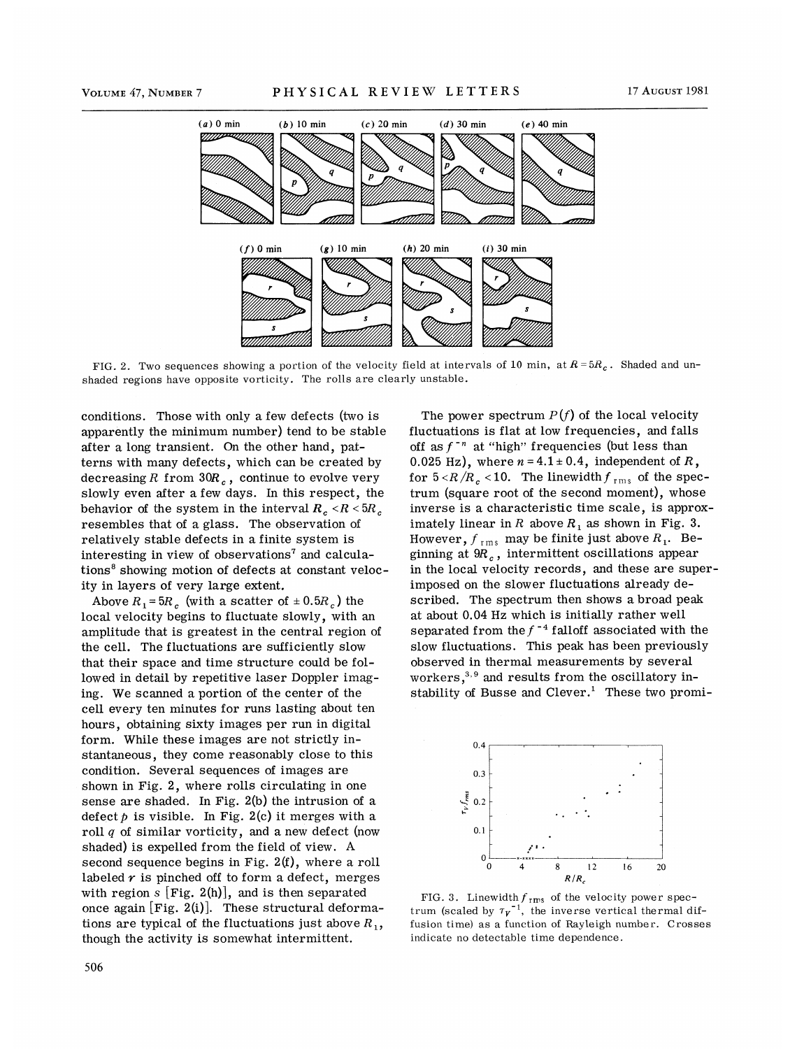FIG. 2. Two sequences showing a portion of the velocity field at intervals of 10 min, at $R = 5R_c$. Shaded and unshaded regions have opposite vorticity. The rolls are clearly unstable.

conditions. Those with only a few defects (two is apparently the minimum number) tend to be stable after a long transient. On the other hand, patterns with many defects, which can be created by decreasing $R$ from $30R_c$, continue to evolve very slowly even after a few days. In this respect, the behavior of the system in the interval $R_c < R < 5R_c$ resembles that of a glass. The observation of relatively stable defects in a finite system is interesting in view of observations[7] and calculations[8] showing motion of defects at constant velocity in layers of very large extent.

Above $R_1 = 5R_c$ (with a scatter of $\pm 0.5R_c$) the local velocity begins to fluctuate slowly, with an amplitude that is greatest in the central region of the cell. The fluctuations are sufficiently slow that their space and time structure could be followed in detail by repetitive laser Doppler imaging. We scanned a portion of the center of the cell every ten minutes for runs lasting about ten hours, obtaining sixty images per run in digital form. While these images are not strictly instantaneous, they come reasonably close to this condition. Several sequences of images are shown in Fig. 2, where rolls circulating in one sense are shaded. In Fig. 2(b) the intrusion of a defect $p$ is visible. In Fig. 2(c) it merges with a roll $q$ of similar vorticity, and a new defect (now shaded) is expelled from the field of view. A second sequence begins in Fig. 2(f), where a roll labeled $r$ is pinched off to form a defect, merges with region $s$ [Fig. 2(h)], and is then separated once again [Fig. 2(i)]. These structural deformations are typical of the fluctuations just above $R_1$, though the activity is somewhat intermittent.

The power spectrum $P(f)$ of the local velocity fluctuations is flat at low frequencies, and falls off as $f^{-n}$ at "high" frequencies (but less than 0.025 Hz), where $n = 4.1 \pm 0.4$, independent of $R$, for $5 < R/R_c < 10$. The linewidth $f_{\rm rms}$ of the spectrum (square root of the second moment), whose inverse is a characteristic time scale, is approximately linear in $R$ above $R_1$ as shown in Fig. 3. However, $f_{\rm rms}$ may be finite just above $R_1$. Beginning at $9R_c$, intermittent oscillations appear in the local velocity records, and these are superimposed on the slower fluctuations already described. The spectrum then shows a broad peak at about 0.04 Hz which is initially rather well separated from the $f^{-4}$ falloff associated with the slow fluctuations. This peak has been previously observed in thermal measurements by several workers,[3,9] and results from the oscillatory instability of Busse and Clever.[1] These two promi-

FIG. 3. Linewidth $f_{\rm rms}$ of the velocity power spectrum (scaled by $\tau_V^{-1}$, the inverse vertical thermal diffusion time) as a function of Rayleigh number. Crosses indicate no detectable time dependence.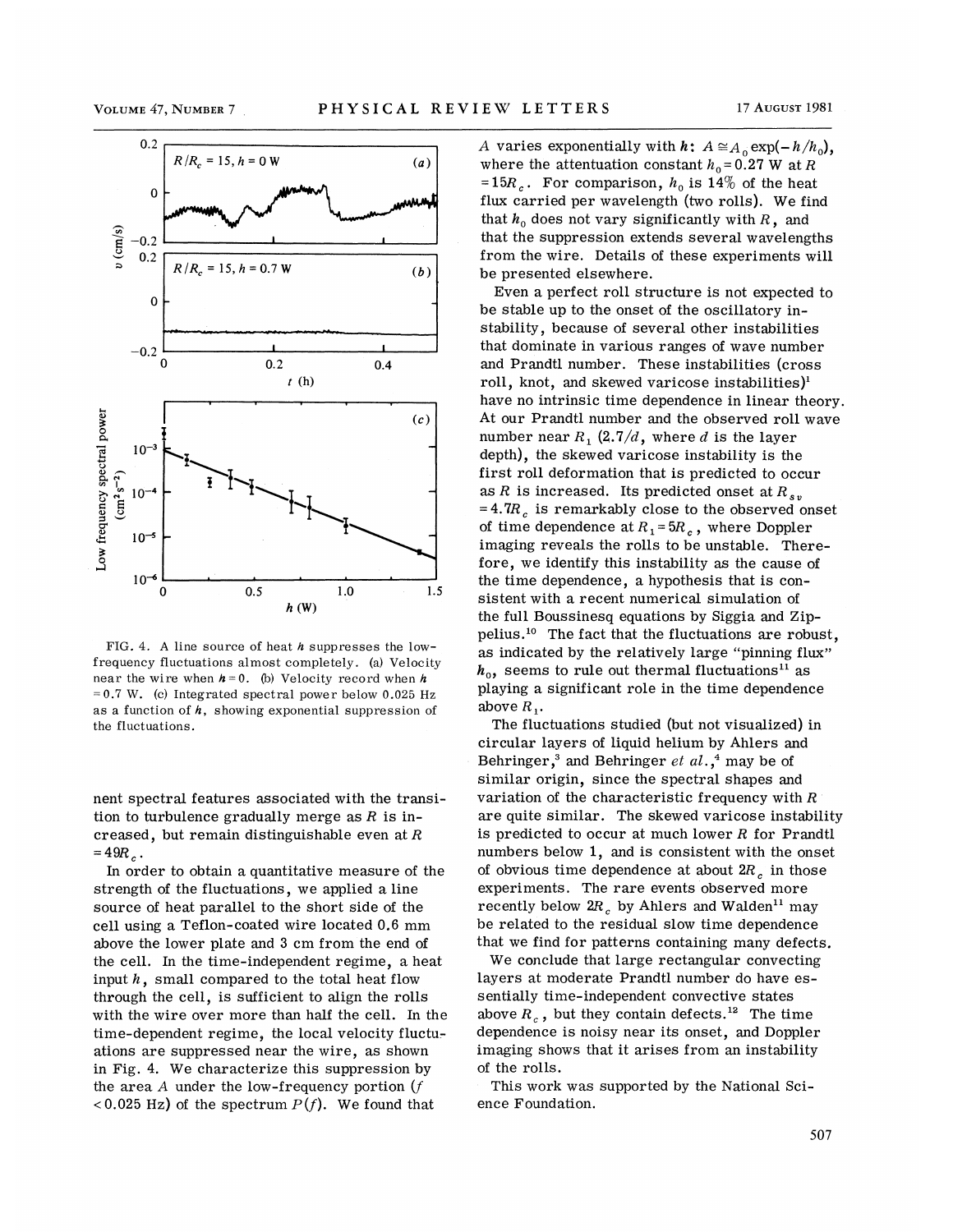FIG. 4. A line source of heat $h$ suppresses the low-frequency fluctuations almost completely. (a) Velocity near the wire when $h = 0$. (b) Velocity record when $h = 0.7$ W. (c) Integrated spectral power below 0.025 Hz as a function of $h$, showing exponential suppression of the fluctuations.

nent spectral features associated with the transition to turbulence gradually merge as $R$ is increased, but remain distinguishable even at $R = 49R_c$.

In order to obtain a quantitative measure of the strength of the fluctuations, we applied a line source of heat parallel to the short side of the cell using a Teflon-coated wire located 0.6 mm above the lower plate and 3 cm from the end of the cell. In the time-independent regime, a heat input $h$, small compared to the total heat flow through the cell, is sufficient to align the rolls with the wire over more than half the cell. In the time-dependent regime, the local velocity fluctuations are suppressed near the wire, as shown in Fig. 4. We characterize this suppression by the area $A$ under the low-frequency portion ($f < 0.025$ Hz) of the spectrum $P(f)$. We found that $A$ varies exponentially with $h$: $A \cong A_0 \exp(-h/h_0)$, where the attenuation constant $h_0 = 0.27$ W at $R = 15R_c$. For comparison, $h_0$ is 14% of the heat flux carried per wavelength (two rolls). We find that $h_0$ does not vary significantly with $R$, and that the suppression extends several wavelengths from the wire. Details of these experiments will be presented elsewhere.

Even a perfect roll structure is not expected to be stable up to the onset of the oscillatory instability, because of several other instabilities that dominate in various ranges of wave number and Prandtl number. These instabilities (cross roll, knot, and skewed varicose instabilities)[1] have no intrinsic time dependence in linear theory. At our Prandtl number and the observed roll wave number near $R_1$ ($2.7/d$, where $d$ is the layer depth), the skewed varicose instability is the first roll deformation that is predicted to occur as $R$ is increased. Its predicted onset at $R_{sv} = 4.7R_c$ is remarkably close to the observed onset of time dependence at $R_1 = 5R_c$, where Doppler imaging reveals the rolls to be unstable. Therefore, we identify this instability as the cause of the time dependence, a hypothesis that is consistent with a recent numerical simulation of the full Boussinesq equations by Siggia and Zippelius.[10] The fact that the fluctuations are robust, as indicated by the relatively large "pinning flux" $h_0$, seems to rule out thermal fluctuations[11] as playing a significant role in the time dependence above $R_1$.

The fluctuations studied (but not visualized) in circular layers of liquid helium by Ahlers and Behringer,[3] and Behringer *et al.*,[4] may be of similar origin, since the spectral shapes and variation of the characteristic frequency with $R$ are quite similar. The skewed varicose instability is predicted to occur at much lower $R$ for Prandtl numbers below 1, and is consistent with the onset of obvious time dependence at about $2R_c$ in those experiments. The rare events observed more recently below $2R_c$ by Ahlers and Walden[11] may be related to the residual slow time dependence that we find for patterns containing many defects.

We conclude that large rectangular convecting layers at moderate Prandtl number do have essentially time-independent convective states above $R_c$, but they contain defects.[12] The time dependence is noisy near its onset, and Doppler imaging shows that it arises from an instability of the rolls.

This work was supported by the National Science Foundation.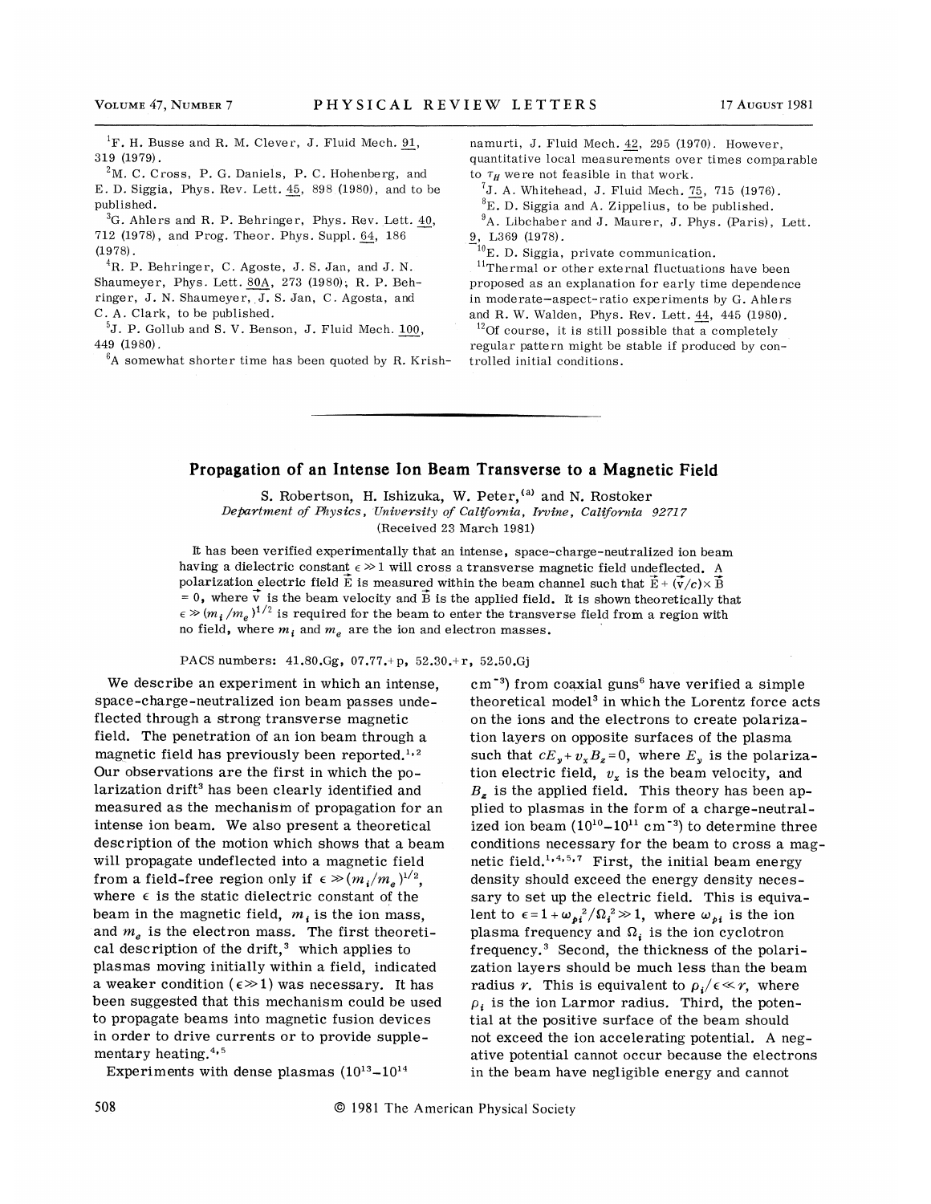[1]F. H. Busse and R. M. Clever, J. Fluid Mech. 91, 319 (1979).

[2]M. C. Cross, P. G. Daniels, P. C. Hohenberg, and E. D. Siggia, Phys. Rev. Lett. 45, 898 (1980), and to be published.

[3]G. Ahlers and R. P. Behringer, Phys. Rev. Lett. 40, 712 (1978), and Prog. Theor. Phys. Suppl. 64, 186 (1978).

[4]R. P. Behringer, C. Agoste, J. S. Jan, and J. N. Shaumeyer, Phys. Lett. 80A, 273 (1980); R. P. Behringer, J. N. Shaumeyer, J. S. Jan, C. Agosta, and C. A. Clark, to be published.

[5]J. P. Gollub and S. V. Benson, J. Fluid Mech. 100, 449 (1980).

[6]A somewhat shorter time has been quoted by R. Krishnamurti, J. Fluid Mech. 42, 295 (1970). However, quantitative local measurements over times comparable to $\tau_H$ were not feasible in that work.

[7]J. A. Whitehead, J. Fluid Mech. 75, 715 (1976).

[8]E. D. Siggia and A. Zippelius, to be published.

[9]A. Libchaber and J. Maurer, J. Phys. (Paris), Lett. 9, L369 (1978).

[10]E. D. Siggia, private communication.

[11]Thermal or other external fluctuations have been proposed as an explanation for early time dependence in moderate–aspect-ratio experiments by G. Ahlers and R. W. Walden, Phys. Rev. Lett. 44, 445 (1980).

[12]Of course, it is still possible that a completely regular pattern might be stable if produced by controlled initial conditions.

---

# Propagation of an Intense Ion Beam Transverse to a Magnetic Field

S. Robertson, H. Ishizuka, W. Peter,[a] and N. Rostoker

*Department of Physics, University of California, Irvine, California 92717*

(Received 23 March 1981)

It has been verified experimentally that an intense, space-charge-neutralized ion beam having a dielectric constant $\epsilon \gg 1$ will cross a transverse magnetic field undeflected. A polarization electric field $\vec{E}$ is measured within the beam channel such that $\vec{E} + (\vec{v}/c)\times\vec{B} = 0$, where $\vec{v}$ is the beam velocity and $\vec{B}$ is the applied field. It is shown theoretically that $\epsilon \gg (m_i/m_e)^{1/2}$ is required for the beam to enter the transverse field from a region with no field, where $m_i$ and $m_e$ are the ion and electron masses.

PACS numbers: 41.80.Gg, 07.77.+p, 52.30.+r, 52.50.Gj

We describe an experiment in which an intense, space-charge-neutralized ion beam passes undeflected through a strong transverse magnetic field. The penetration of an ion beam through a magnetic field has previously been reported.[1,2] Our observations are the first in which the polarization drift[3] has been clearly identified and measured as the mechanism of propagation for an intense ion beam. We also present a theoretical description of the motion which shows that a beam will propagate undeflected into a magnetic field from a field-free region only if $\epsilon \gg (m_i/m_e)^{1/2}$, where $\epsilon$ is the static dielectric constant of the beam in the magnetic field, $m_i$ is the ion mass, and $m_e$ is the electron mass. The first theoretical description of the drift,[3] which applies to plasmas moving initially within a field, indicated a weaker condition ($\epsilon \gg 1$) was necessary. It has been suggested that this mechanism could be used to propagate beams into magnetic fusion devices in order to drive currents or to provide supplementary heating.[4,5]

Experiments with dense plasmas ($10^{13}$–$10^{14}$ cm$^{-3}$) from coaxial guns[6] have verified a simple theoretical model[3] in which the Lorentz force acts on the ions and the electrons to create polarization layers on opposite surfaces of the plasma such that $cE_y + v_x B_z = 0$, where $E_y$ is the polarization electric field, $v_x$ is the beam velocity, and $B_z$ is the applied field. This theory has been applied to plasmas in the form of a charge-neutralized ion beam ($10^{10}$–$10^{11}$ cm$^{-3}$) to determine three conditions necessary for the beam to cross a magnetic field.[1,4,5,7] First, the initial beam energy density should exceed the energy density necessary to set up the electric field. This is equivalent to $\epsilon = 1 + \omega_{pi}^2/\Omega_i^2 \gg 1$, where $\omega_{pi}$ is the ion plasma frequency and $\Omega_i$ is the ion cyclotron frequency.[3] Second, the thickness of the polarization layers should be much less than the beam radius $r$. This is equivalent to $\rho_i/\epsilon \ll r$, where $\rho_i$ is the ion Larmor radius. Third, the potential at the positive surface of the beam should not exceed the ion accelerating potential. A negative potential cannot occur because the electrons in the beam have negligible energy and cannot